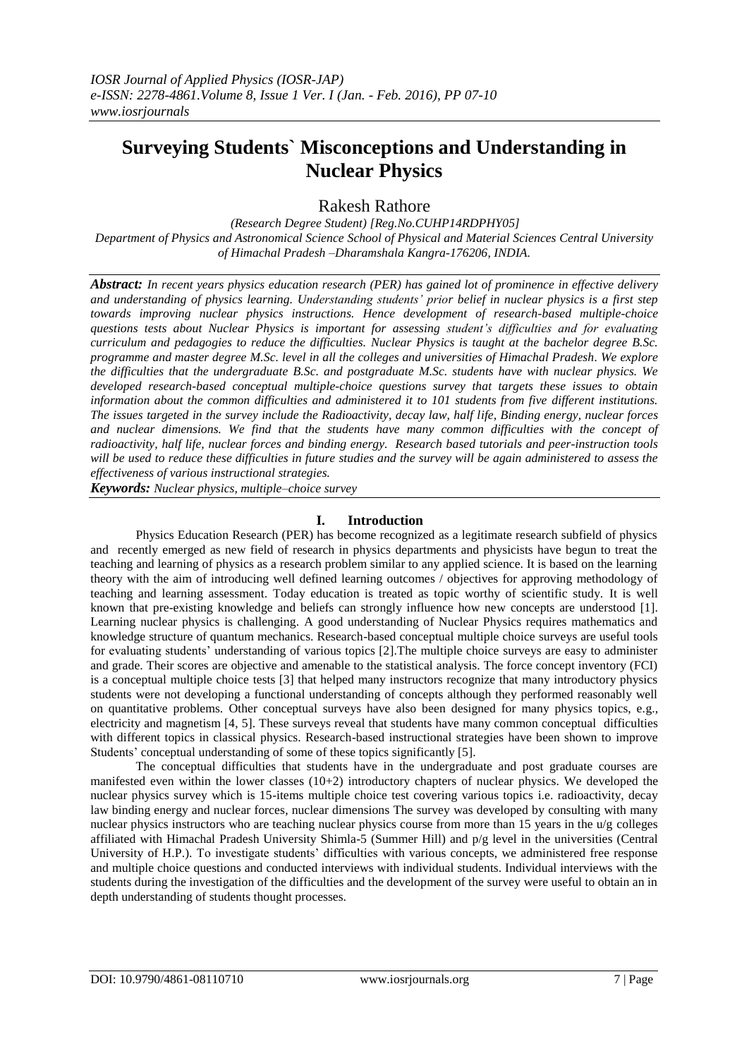# Surveying Students` Misconceptions and Understanding in Nuclear Physics

Rakesh Rathore

*(Research Degree Student) [Reg.No.CUHP14RDPHY05]*
*Department of Physics and Astronomical Science School of Physical and Material Sciences Central University of Himachal Pradesh –Dharamshala Kangra-176206, INDIA.*

***Abstract:*** *In recent years physics education research (PER) has gained lot of prominence in effective delivery and understanding of physics learning. Understanding students' prior belief in nuclear physics is a first step towards improving nuclear physics instructions. Hence development of research-based multiple-choice questions tests about Nuclear Physics is important for assessing student's difficulties and for evaluating curriculum and pedagogies to reduce the difficulties. Nuclear Physics is taught at the bachelor degree B.Sc. programme and master degree M.Sc. level in all the colleges and universities of Himachal Pradesh. We explore the difficulties that the undergraduate B.Sc. and postgraduate M.Sc. students have with nuclear physics. We developed research-based conceptual multiple-choice questions survey that targets these issues to obtain information about the common difficulties and administered it to 101 students from five different institutions. The issues targeted in the survey include the Radioactivity, decay law, half life, Binding energy, nuclear forces and nuclear dimensions. We find that the students have many common difficulties with the concept of radioactivity, half life, nuclear forces and binding energy. Research based tutorials and peer-instruction tools will be used to reduce these difficulties in future studies and the survey will be again administered to assess the effectiveness of various instructional strategies.*

***Keywords:*** *Nuclear physics, multiple–choice survey*

## I. Introduction

Physics Education Research (PER) has become recognized as a legitimate research subfield of physics and recently emerged as new field of research in physics departments and physicists have begun to treat the teaching and learning of physics as a research problem similar to any applied science. It is based on the learning theory with the aim of introducing well defined learning outcomes / objectives for approving methodology of teaching and learning assessment. Today education is treated as topic worthy of scientific study. It is well known that pre-existing knowledge and beliefs can strongly influence how new concepts are understood [1]. Learning nuclear physics is challenging. A good understanding of Nuclear Physics requires mathematics and knowledge structure of quantum mechanics. Research-based conceptual multiple choice surveys are useful tools for evaluating students' understanding of various topics [2].The multiple choice surveys are easy to administer and grade. Their scores are objective and amenable to the statistical analysis. The force concept inventory (FCI) is a conceptual multiple choice tests [3] that helped many instructors recognize that many introductory physics students were not developing a functional understanding of concepts although they performed reasonably well on quantitative problems. Other conceptual surveys have also been designed for many physics topics, e.g., electricity and magnetism [4, 5]. These surveys reveal that students have many common conceptual difficulties with different topics in classical physics. Research-based instructional strategies have been shown to improve Students' conceptual understanding of some of these topics significantly [5].

The conceptual difficulties that students have in the undergraduate and post graduate courses are manifested even within the lower classes (10+2) introductory chapters of nuclear physics. We developed the nuclear physics survey which is 15-items multiple choice test covering various topics i.e. radioactivity, decay law binding energy and nuclear forces, nuclear dimensions The survey was developed by consulting with many nuclear physics instructors who are teaching nuclear physics course from more than 15 years in the u/g colleges affiliated with Himachal Pradesh University Shimla-5 (Summer Hill) and p/g level in the universities (Central University of H.P.). To investigate students' difficulties with various concepts, we administered free response and multiple choice questions and conducted interviews with individual students. Individual interviews with the students during the investigation of the difficulties and the development of the survey were useful to obtain an in depth understanding of students thought processes.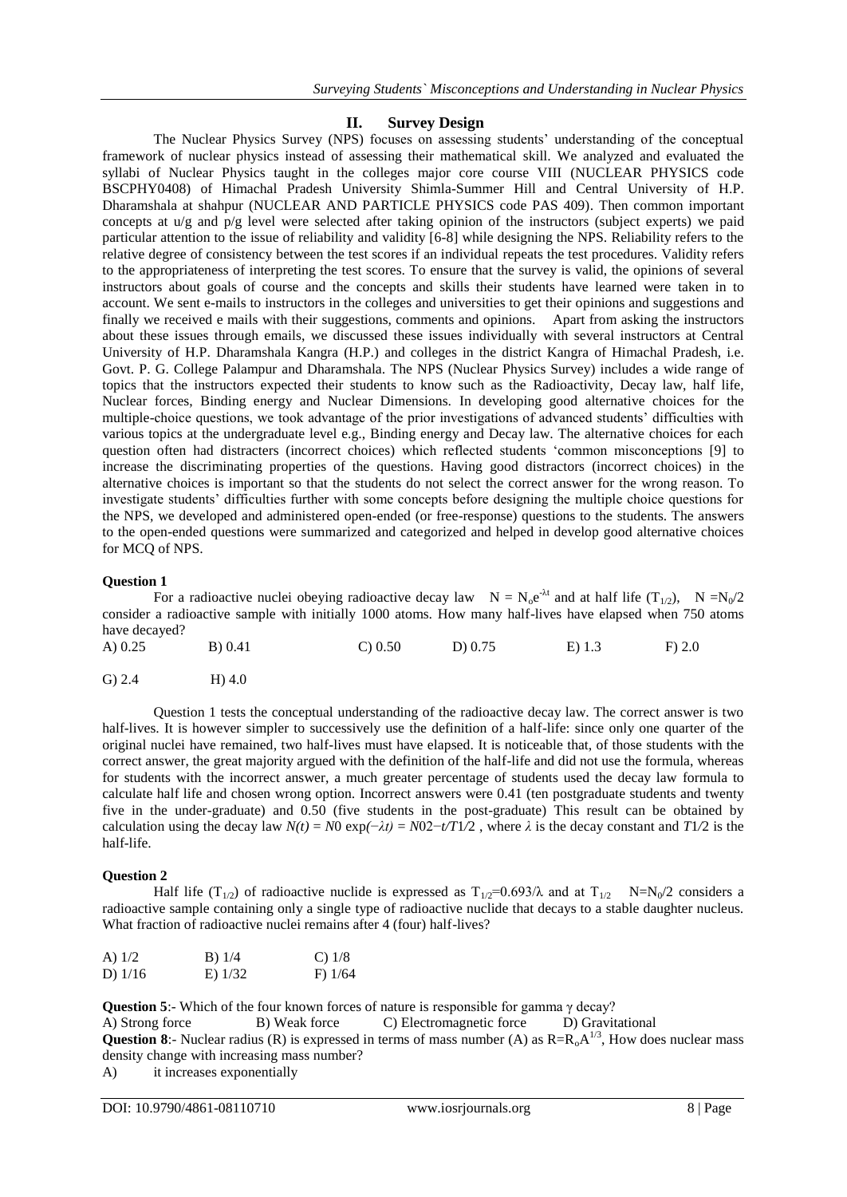## II. Survey Design

The Nuclear Physics Survey (NPS) focuses on assessing students' understanding of the conceptual framework of nuclear physics instead of assessing their mathematical skill. We analyzed and evaluated the syllabi of Nuclear Physics taught in the colleges major core course VIII (NUCLEAR PHYSICS code BSCPHY0408) of Himachal Pradesh University Shimla-Summer Hill and Central University of H.P. Dharamshala at shahpur (NUCLEAR AND PARTICLE PHYSICS code PAS 409). Then common important concepts at u/g and p/g level were selected after taking opinion of the instructors (subject experts) we paid particular attention to the issue of reliability and validity [6-8] while designing the NPS. Reliability refers to the relative degree of consistency between the test scores if an individual repeats the test procedures. Validity refers to the appropriateness of interpreting the test scores. To ensure that the survey is valid, the opinions of several instructors about goals of course and the concepts and skills their students have learned were taken in to account. We sent e-mails to instructors in the colleges and universities to get their opinions and suggestions and finally we received e mails with their suggestions, comments and opinions. Apart from asking the instructors about these issues through emails, we discussed these issues individually with several instructors at Central University of H.P. Dharamshala Kangra (H.P.) and colleges in the district Kangra of Himachal Pradesh, i.e. Govt. P. G. College Palampur and Dharamshala. The NPS (Nuclear Physics Survey) includes a wide range of topics that the instructors expected their students to know such as the Radioactivity, Decay law, half life, Nuclear forces, Binding energy and Nuclear Dimensions. In developing good alternative choices for the multiple-choice questions, we took advantage of the prior investigations of advanced students' difficulties with various topics at the undergraduate level e.g., Binding energy and Decay law. The alternative choices for each question often had distracters (incorrect choices) which reflected students 'common misconceptions [9] to increase the discriminating properties of the questions. Having good distractors (incorrect choices) in the alternative choices is important so that the students do not select the correct answer for the wrong reason. To investigate students' difficulties further with some concepts before designing the multiple choice questions for the NPS, we developed and administered open-ended (or free-response) questions to the students. The answers to the open-ended questions were summarized and categorized and helped in develop good alternative choices for MCQ of NPS.

**Question 1**

For a radioactive nuclei obeying radioactive decay law $N = N_o e^{-\lambda t}$ and at half life ($T_{1/2}$), $N = N_0/2$ consider a radioactive sample with initially 1000 atoms. How many half-lives have elapsed when 750 atoms have decayed?

A) 0.25 B) 0.41 C) 0.50 D) 0.75 E) 1.3 F) 2.0

G) 2.4 H) 4.0

Question 1 tests the conceptual understanding of the radioactive decay law. The correct answer is two half-lives. It is however simpler to successively use the definition of a half-life: since only one quarter of the original nuclei have remained, two half-lives must have elapsed. It is noticeable that, of those students with the correct answer, the great majority argued with the definition of the half-life and did not use the formula, whereas for students with the incorrect answer, a much greater percentage of students used the decay law formula to calculate half life and chosen wrong option. Incorrect answers were 0.41 (ten postgraduate students and twenty five in the under-graduate) and 0.50 (five students in the post-graduate) This result can be obtained by calculation using the decay law $N(t) = N0 \exp(-\lambda t) = N02-t/T1/2$ , where $\lambda$ is the decay constant and $T1/2$ is the half-life.

**Question 2**

Half life ($T_{1/2}$) of radioactive nuclide is expressed as $T_{1/2}=0.693/\lambda$ and at $T_{1/2}$ $N=N_0/2$ considers a radioactive sample containing only a single type of radioactive nuclide that decays to a stable daughter nucleus. What fraction of radioactive nuclei remains after 4 (four) half-lives?

A) 1/2 B) 1/4 C) 1/8

D) 1/16 E) 1/32 F) 1/64

**Question 5**:- Which of the four known forces of nature is responsible for gamma γ decay?

A) Strong force B) Weak force C) Electromagnetic force D) Gravitational

**Question 8**:- Nuclear radius (R) is expressed in terms of mass number (A) as $R=R_oA^{1/3}$, How does nuclear mass density change with increasing mass number?

A) it increases exponentially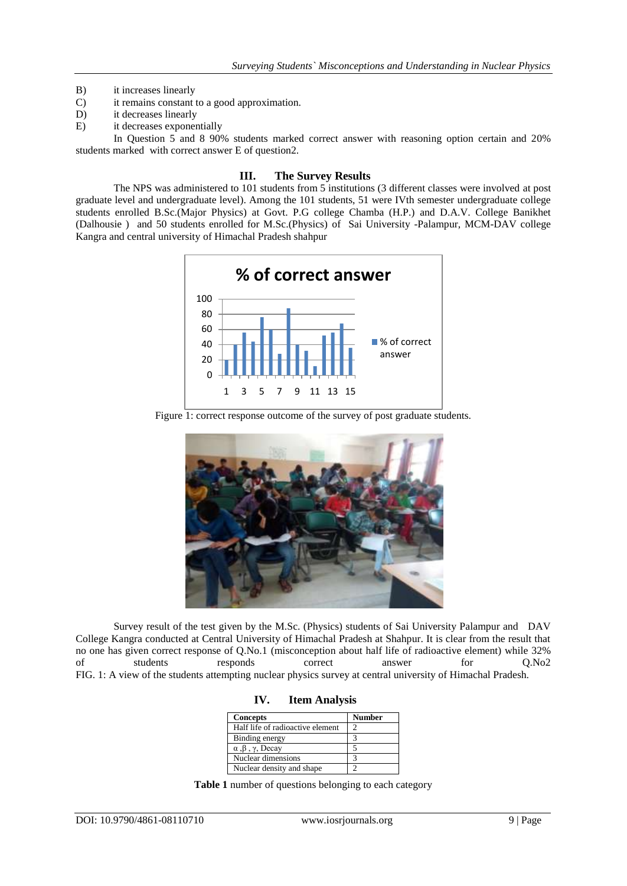B) it increases linearly
C) it remains constant to a good approximation.
D) it decreases linearly
E) it decreases exponentially

In Question 5 and 8 90% students marked correct answer with reasoning option certain and 20% students marked with correct answer E of question2.

## III. The Survey Results

The NPS was administered to 101 students from 5 institutions (3 different classes were involved at post graduate level and undergraduate level). Among the 101 students, 51 were IVth semester undergraduate college students enrolled B.Sc.(Major Physics) at Govt. P.G college Chamba (H.P.) and D.A.V. College Banikhet (Dalhousie ) and 50 students enrolled for M.Sc.(Physics) of Sai University -Palampur, MCM-DAV college Kangra and central university of Himachal Pradesh shahpur

Figure 1: correct response outcome of the survey of post graduate students.

Survey result of the test given by the M.Sc. (Physics) students of Sai University Palampur and DAV College Kangra conducted at Central University of Himachal Pradesh at Shahpur. It is clear from the result that no one has given correct response of Q.No.1 (misconception about half life of radioactive element) while 32% of students responds correct answer for Q.No2

FIG. 1: A view of the students attempting nuclear physics survey at central university of Himachal Pradesh.

## IV. Item Analysis

| Concepts | Number |
|---|---|
| Half life of radioactive element | 2 |
| Binding energy | 3 |
| $\alpha$ ,$\beta$ , $\gamma$, Decay | 5 |
| Nuclear dimensions | 3 |
| Nuclear density and shape | 2 |

**Table 1** number of questions belonging to each category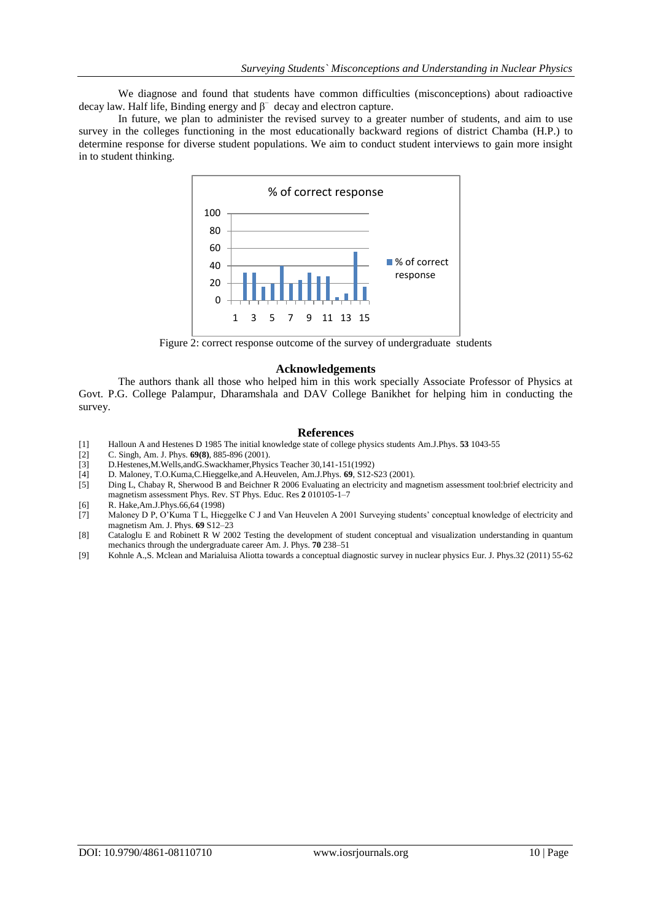We diagnose and found that students have common difficulties (misconceptions) about radioactive decay law. Half life, Binding energy and $\beta^-$ decay and electron capture.

In future, we plan to administer the revised survey to a greater number of students, and aim to use survey in the colleges functioning in the most educationally backward regions of district Chamba (H.P.) to determine response for diverse student populations. We aim to conduct student interviews to gain more insight in to student thinking.

% of correct response

100
80
60
40
20
0

1 3 5 7 9 11 13 15

% of correct response

Figure 2: correct response outcome of the survey of undergraduate students

## Acknowledgements

The authors thank all those who helped him in this work specially Associate Professor of Physics at Govt. P.G. College Palampur, Dharamshala and DAV College Banikhet for helping him in conducting the survey.

## References

[1] Halloun A and Hestenes D 1985 The initial knowledge state of college physics students Am.J.Phys. **53** 1043-55

[2] C. Singh, Am. J. Phys. **69(8)**, 885-896 (2001).

[3] D.Hestenes,M.Wells,andG.Swackhamer,Physics Teacher 30,141-151(1992)

[4] D. Maloney, T.O.Kuma,C.Hieggelke,and A.Heuvelen, Am.J.Phys. **69**, S12-S23 (2001).

[5] Ding L, Chabay R, Sherwood B and Beichner R 2006 Evaluating an electricity and magnetism assessment tool:brief electricity and magnetism assessment Phys. Rev. ST Phys. Educ. Res **2** 010105-1–7

[6] R. Hake,Am.J.Phys.66,64 (1998)

[7] Maloney D P, O'Kuma T L, Hieggelke C J and Van Heuvelen A 2001 Surveying students' conceptual knowledge of electricity and magnetism Am. J. Phys. **69** S12–23

[8] Cataloglu E and Robinett R W 2002 Testing the development of student conceptual and visualization understanding in quantum mechanics through the undergraduate career Am. J. Phys. **70** 238–51

[9] Kohnle A.,S. Mclean and Marialuisa Aliotta towards a conceptual diagnostic survey in nuclear physics Eur. J. Phys.32 (2011) 55-62